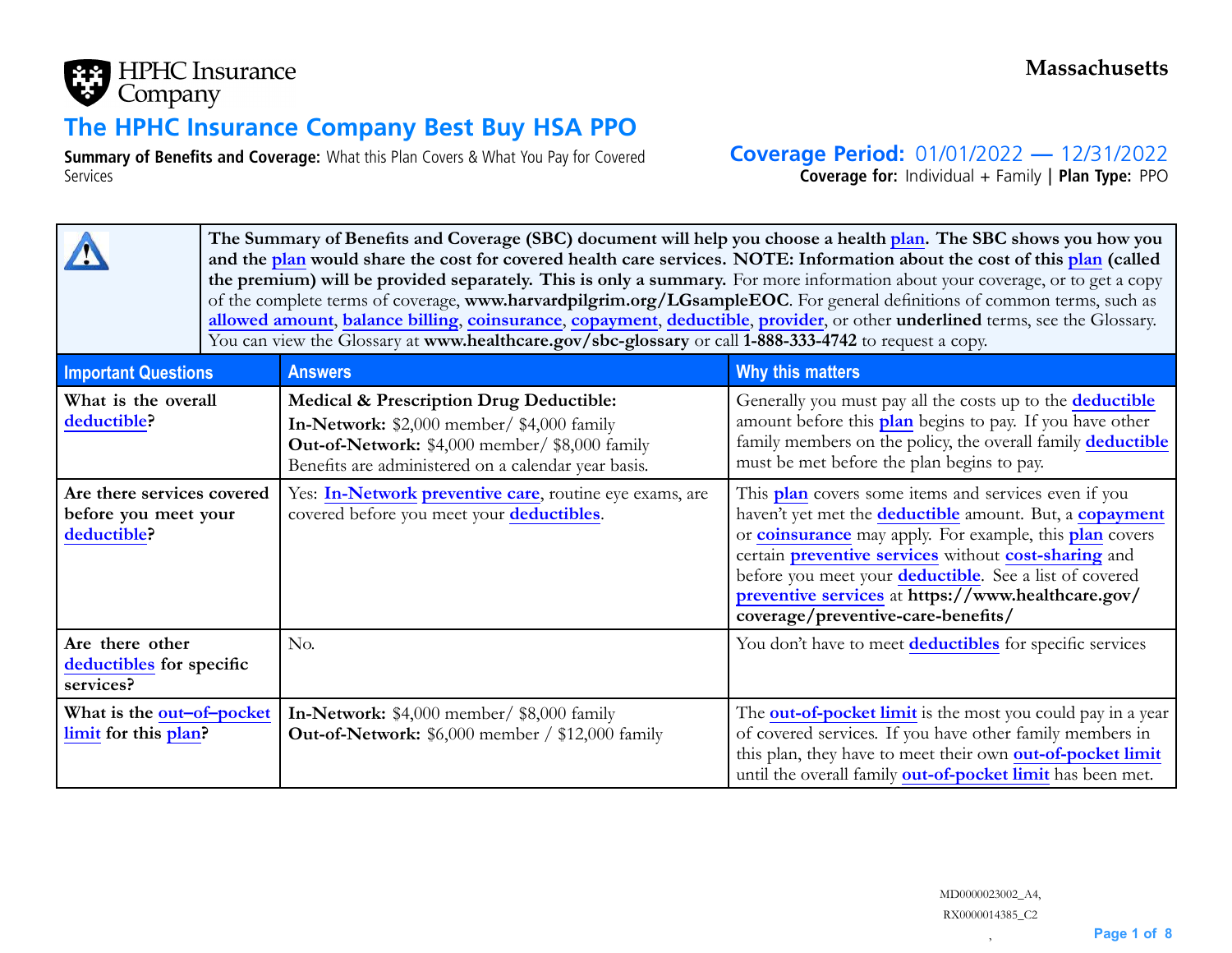HPHC Insurance Company

**Massachusetts**

# The HPHC Insurance Company Best Buy HSA PPO

**Summary of Benefits and Coverage:** What this Plan Covers & What You Pay for Covered Services

**Coverage Period:** 01/01/2022 — 12/31/2022

**Coverage for:** Individual + Family | **Plan Type:** PPO

**The Summary of Benefits and Coverage (SBC) document will help you choose a health plan. The SBC shows you how you and the plan would share the cost for covered health care services. NOTE: Information about the cost of this plan (called the premium) will be provided separately. This is only a summary.** For more information about your coverage, or to get a copy of the complete terms of coverage, **www.harvardpilgrim.org/LGsampleEOC**. For general definitions of common terms, such as allowed amount, balance billing, coinsurance, copayment, deductible, provider, or other **underlined** terms, see the Glossary. You can view the Glossary at **www.healthcare.gov/sbc-glossary** or call **1-888-333-4742** to request a copy.

| Important Questions | Answers | Why this matters |
|---|---|---|
| **What is the overall deductible?** | **Medical & Prescription Drug Deductible:** **In-Network:** $2,000 member/ $4,000 family **Out-of-Network:** $4,000 member/ $8,000 family Benefits are administered on a calendar year basis. | Generally you must pay all the costs up to the deductible amount before this plan begins to pay. If you have other family members on the policy, the overall family deductible must be met before the plan begins to pay. |
| **Are there services covered before you meet your deductible?** | Yes: In-Network preventive care, routine eye exams, are covered before you meet your deductibles. | This plan covers some items and services even if you haven't yet met the deductible amount. But, a copayment or coinsurance may apply. For example, this plan covers certain preventive services without cost-sharing and before you meet your deductible. See a list of covered preventive services at **https://www.healthcare.gov/coverage/preventive-care-benefits/** |
| **Are there other deductibles for specific services?** | No. | You don't have to meet deductibles for specific services |
| **What is the out–of–pocket limit for this plan?** | **In-Network:** $4,000 member/ $8,000 family **Out-of-Network:** $6,000 member / $12,000 family | The out-of-pocket limit is the most you could pay in a year of covered services. If you have other family members in this plan, they have to meet their own out-of-pocket limit until the overall family out-of-pocket limit has been met. |

MD0000023002_A4, RX0000014385_C2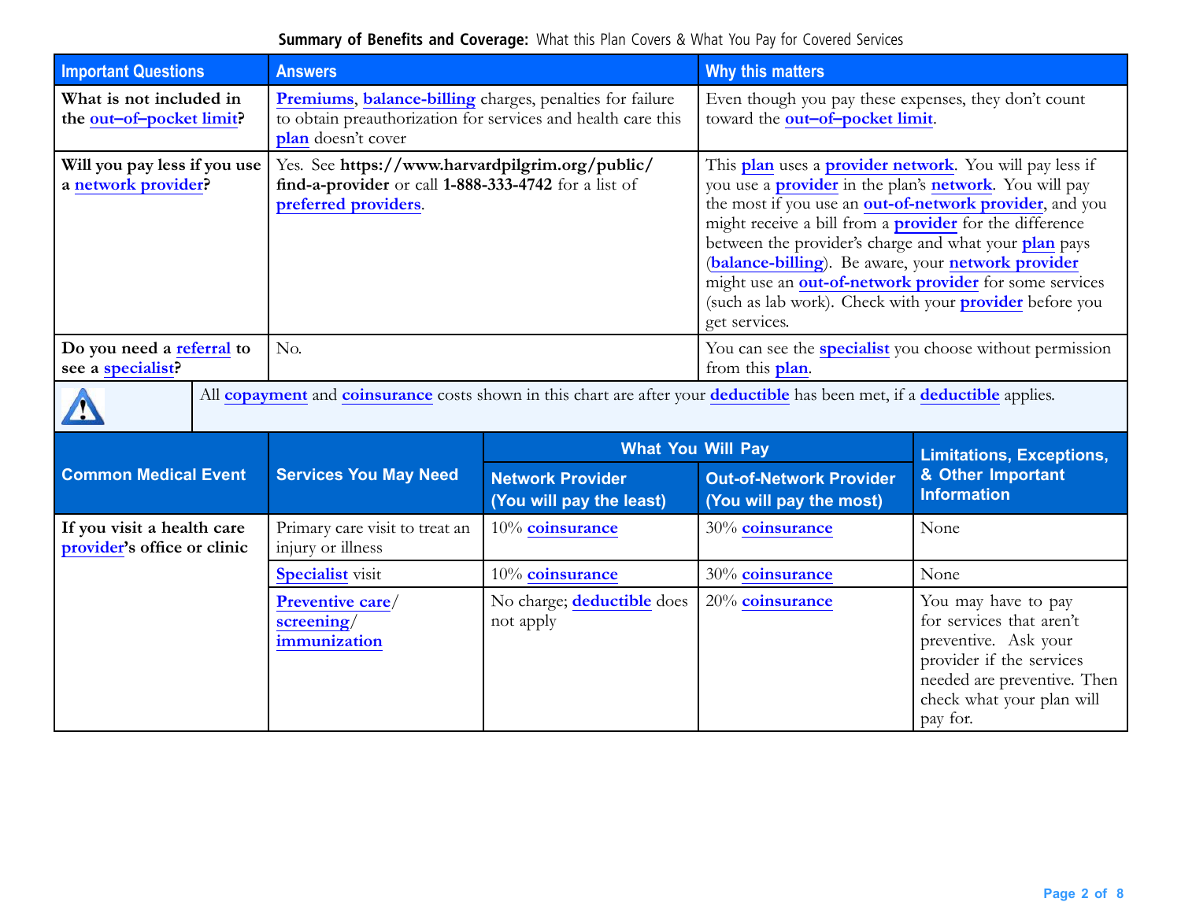**Summary of Benefits and Coverage:** What this Plan Covers & What You Pay for Covered Services

| Important Questions | Answers | Why this matters |
|---|---|---|
| **What is not included in the out–of–pocket limit?** | **Premiums**, **balance-billing** charges, penalties for failure to obtain preauthorization for services and health care this **plan** doesn't cover | Even though you pay these expenses, they don't count toward the **out–of–pocket limit**. |
| **Will you pay less if you use a network provider?** | Yes. See **https://www.harvardpilgrim.org/public/find-a-provider** or call **1-888-333-4742** for a list of **preferred providers**. | This **plan** uses a **provider network**. You will pay less if you use a **provider** in the plan's **network**. You will pay the most if you use an **out-of-network provider**, and you might receive a bill from a **provider** for the difference between the provider's charge and what your **plan** pays (**balance-billing**). Be aware, your **network provider** might use an **out-of-network provider** for some services (such as lab work). Check with your **provider** before you get services. |
| **Do you need a referral to see a specialist?** | No. | You can see the **specialist** you choose without permission from this **plan**. |

All **copayment** and **coinsurance** costs shown in this chart are after your **deductible** has been met, if a **deductible** applies.

| Common Medical Event | Services You May Need | What You Will Pay | | Limitations, Exceptions, & Other Important Information |
|---|---|---|---|---|
| | | Network Provider (You will pay the least) | Out-of-Network Provider (You will pay the most) | |
| **If you visit a health care provider's office or clinic** | Primary care visit to treat an injury or illness | 10% **coinsurance** | 30% **coinsurance** | None |
| | **Specialist** visit | 10% **coinsurance** | 30% **coinsurance** | None |
| | **Preventive care**/ **screening**/ **immunization** | No charge; **deductible** does not apply | 20% **coinsurance** | You may have to pay for services that aren't preventive. Ask your provider if the services needed are preventive. Then check what your plan will pay for. |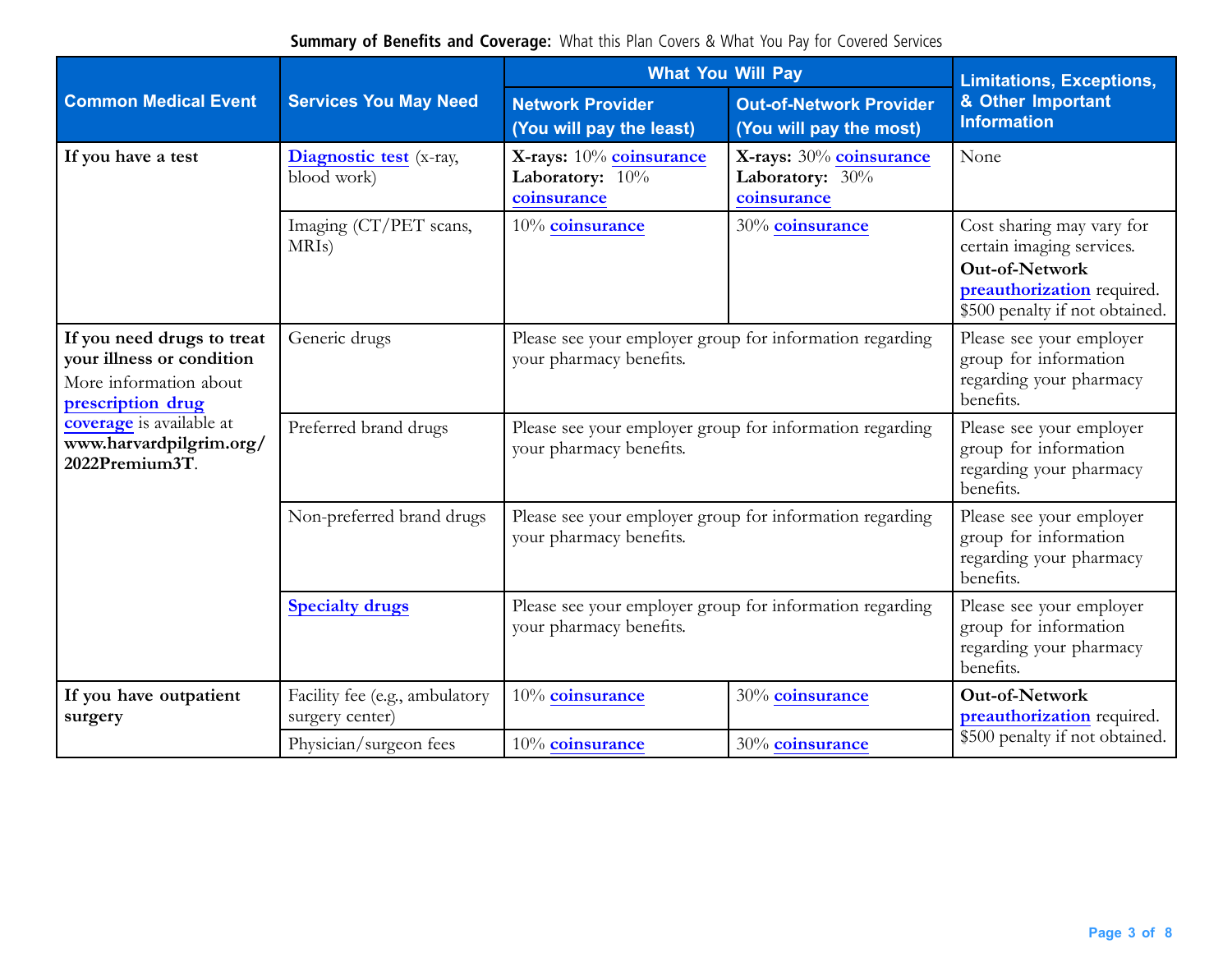**Summary of Benefits and Coverage:** What this Plan Covers & What You Pay for Covered Services

| Common Medical Event | Services You May Need | What You Will Pay | | Limitations, Exceptions, & Other Important Information |
|---|---|---|---|---|
| | | Network Provider (You will pay the least) | Out-of-Network Provider (You will pay the most) | |
| **If you have a test** | **Diagnostic test** (x-ray, blood work) | **X-rays:** 10% **coinsurance** **Laboratory:** 10% **coinsurance** | **X-rays:** 30% **coinsurance** **Laboratory:** 30% **coinsurance** | None |
| | Imaging (CT/PET scans, MRIs) | 10% **coinsurance** | 30% **coinsurance** | Cost sharing may vary for certain imaging services. **Out-of-Network preauthorization** required. $500 penalty if not obtained. |
| **If you need drugs to treat your illness or condition** More information about **prescription drug coverage** is available at **www.harvardpilgrim.org/2022Premium3T**. | Generic drugs | Please see your employer group for information regarding your pharmacy benefits. | | Please see your employer group for information regarding your pharmacy benefits. |
| | Preferred brand drugs | Please see your employer group for information regarding your pharmacy benefits. | | Please see your employer group for information regarding your pharmacy benefits. |
| | Non-preferred brand drugs | Please see your employer group for information regarding your pharmacy benefits. | | Please see your employer group for information regarding your pharmacy benefits. |
| | **Specialty drugs** | Please see your employer group for information regarding your pharmacy benefits. | | Please see your employer group for information regarding your pharmacy benefits. |
| **If you have outpatient surgery** | Facility fee (e.g., ambulatory surgery center) | 10% **coinsurance** | 30% **coinsurance** | **Out-of-Network preauthorization** required. $500 penalty if not obtained. |
| | Physician/surgeon fees | 10% **coinsurance** | 30% **coinsurance** | |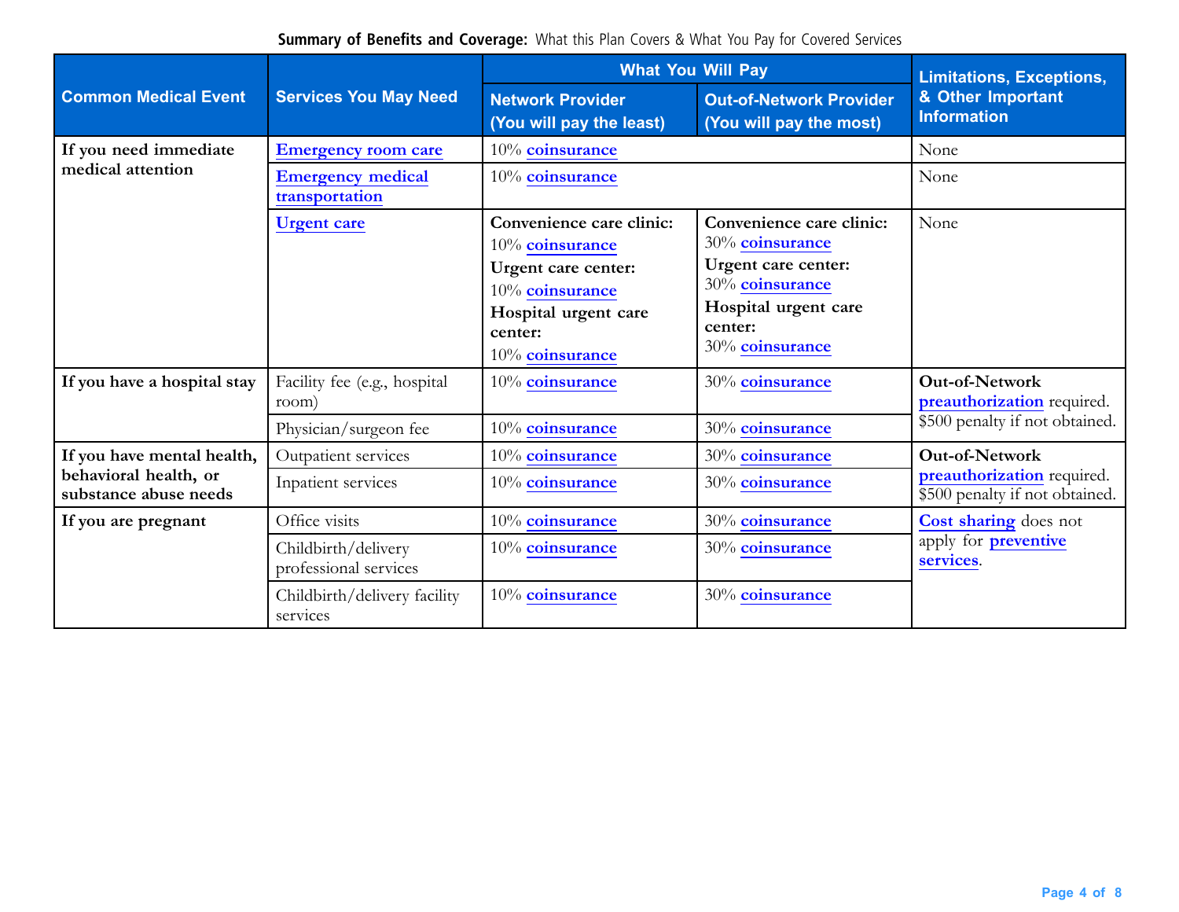**Summary of Benefits and Coverage:** What this Plan Covers & What You Pay for Covered Services

| Common Medical Event | Services You May Need | What You Will Pay | | Limitations, Exceptions, & Other Important Information |
|---|---|---|---|---|
| | | **Network Provider (You will pay the least)** | **Out-of-Network Provider (You will pay the most)** | |
| **If you need immediate medical attention** | **Emergency room care** | 10% **coinsurance** | | None |
| | **Emergency medical transportation** | 10% **coinsurance** | | None |
| | **Urgent care** | **Convenience care clinic:** 10% **coinsurance** **Urgent care center:** 10% **coinsurance** **Hospital urgent care center:** 10% **coinsurance** | **Convenience care clinic:** 30% **coinsurance** **Urgent care center:** 30% **coinsurance** **Hospital urgent care center:** 30% **coinsurance** | None |
| **If you have a hospital stay** | Facility fee (e.g., hospital room) | 10% **coinsurance** | 30% **coinsurance** | **Out-of-Network** **preauthorization** required. $500 penalty if not obtained. |
| | Physician/surgeon fee | 10% **coinsurance** | 30% **coinsurance** | |
| **If you have mental health, behavioral health, or substance abuse needs** | Outpatient services | 10% **coinsurance** | 30% **coinsurance** | **Out-of-Network** **preauthorization** required. $500 penalty if not obtained. |
| | Inpatient services | 10% **coinsurance** | 30% **coinsurance** | |
| **If you are pregnant** | Office visits | 10% **coinsurance** | 30% **coinsurance** | **Cost sharing** does not apply for **preventive services**. |
| | Childbirth/delivery professional services | 10% **coinsurance** | 30% **coinsurance** | |
| | Childbirth/delivery facility services | 10% **coinsurance** | 30% **coinsurance** | |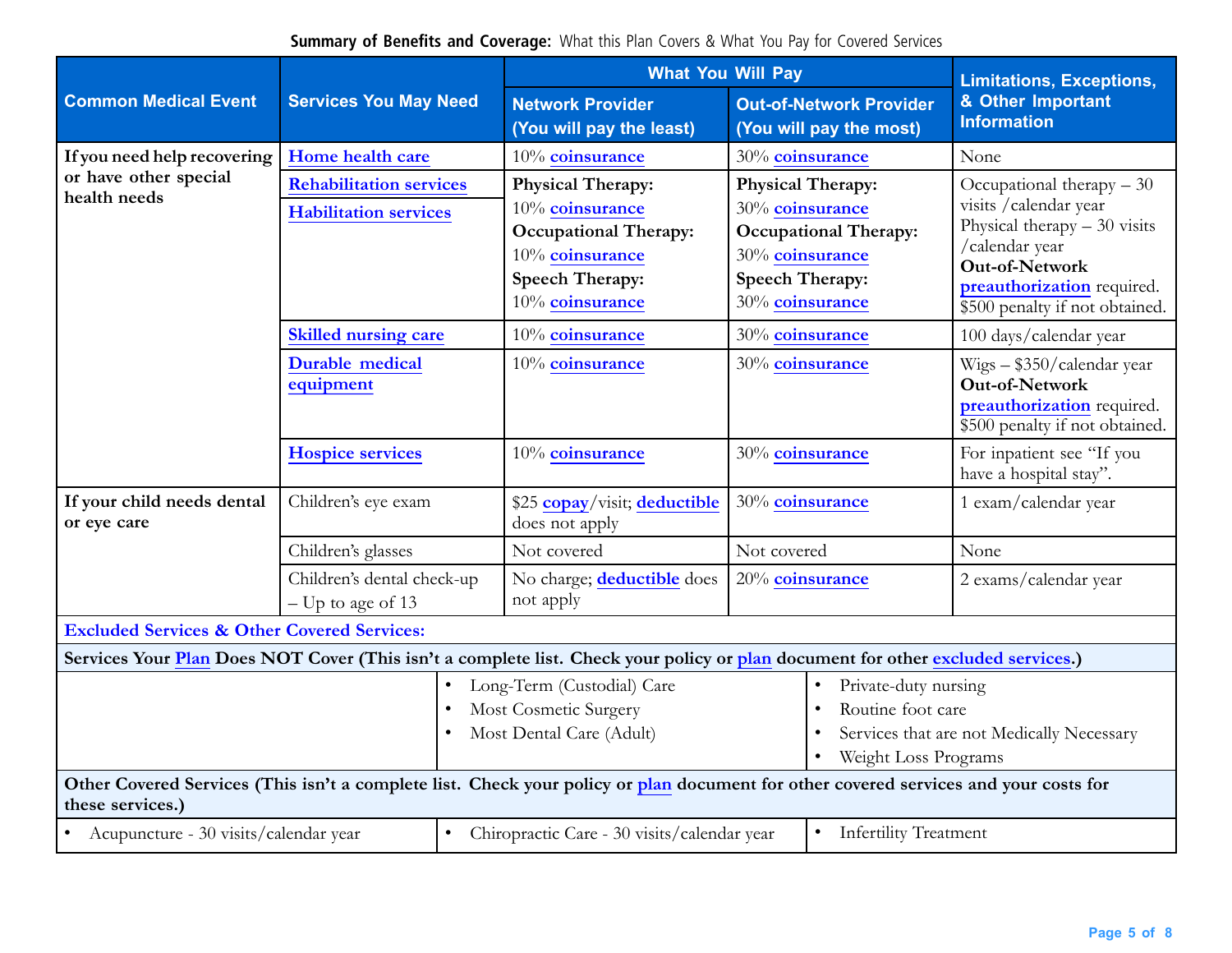**Summary of Benefits and Coverage:** What this Plan Covers & What You Pay for Covered Services

| Common Medical Event | Services You May Need | What You Will Pay | | Limitations, Exceptions, & Other Important Information |
|---|---|---|---|---|
| | | Network Provider (You will pay the least) | Out-of-Network Provider (You will pay the most) | |
| If you need help recovering or have other special health needs | Home health care | 10% coinsurance | 30% coinsurance | None |
| | Rehabilitation services<br>Habilitation services | **Physical Therapy:** 10% coinsurance<br>**Occupational Therapy:** 10% coinsurance<br>**Speech Therapy:** 10% coinsurance | **Physical Therapy:** 30% coinsurance<br>**Occupational Therapy:** 30% coinsurance<br>**Speech Therapy:** 30% coinsurance | Occupational therapy – 30 visits /calendar year<br>Physical therapy – 30 visits /calendar year<br>**Out-of-Network preauthorization** required. $500 penalty if not obtained. |
| | Skilled nursing care | 10% coinsurance | 30% coinsurance | 100 days/calendar year |
| | Durable medical equipment | 10% coinsurance | 30% coinsurance | Wigs – $350/calendar year<br>**Out-of-Network preauthorization** required. $500 penalty if not obtained. |
| | Hospice services | 10% coinsurance | 30% coinsurance | For inpatient see "If you have a hospital stay". |
| If your child needs dental or eye care | Children's eye exam | $25 copay/visit; deductible does not apply | 30% coinsurance | 1 exam/calendar year |
| | Children's glasses | Not covered | Not covered | None |
| | Children's dental check-up – Up to age of 13 | No charge; deductible does not apply | 20% coinsurance | 2 exams/calendar year |

**Excluded Services & Other Covered Services:**

**Services Your Plan Does NOT Cover (This isn't a complete list. Check your policy or plan document for other excluded services.)**

- Long-Term (Custodial) Care
- Most Cosmetic Surgery
- Most Dental Care (Adult)
- Private-duty nursing
- Routine foot care
- Services that are not Medically Necessary
- Weight Loss Programs

**Other Covered Services (This isn't a complete list. Check your policy or plan document for other covered services and your costs for these services.)**

- Acupuncture - 30 visits/calendar year
- Chiropractic Care - 30 visits/calendar year
- Infertility Treatment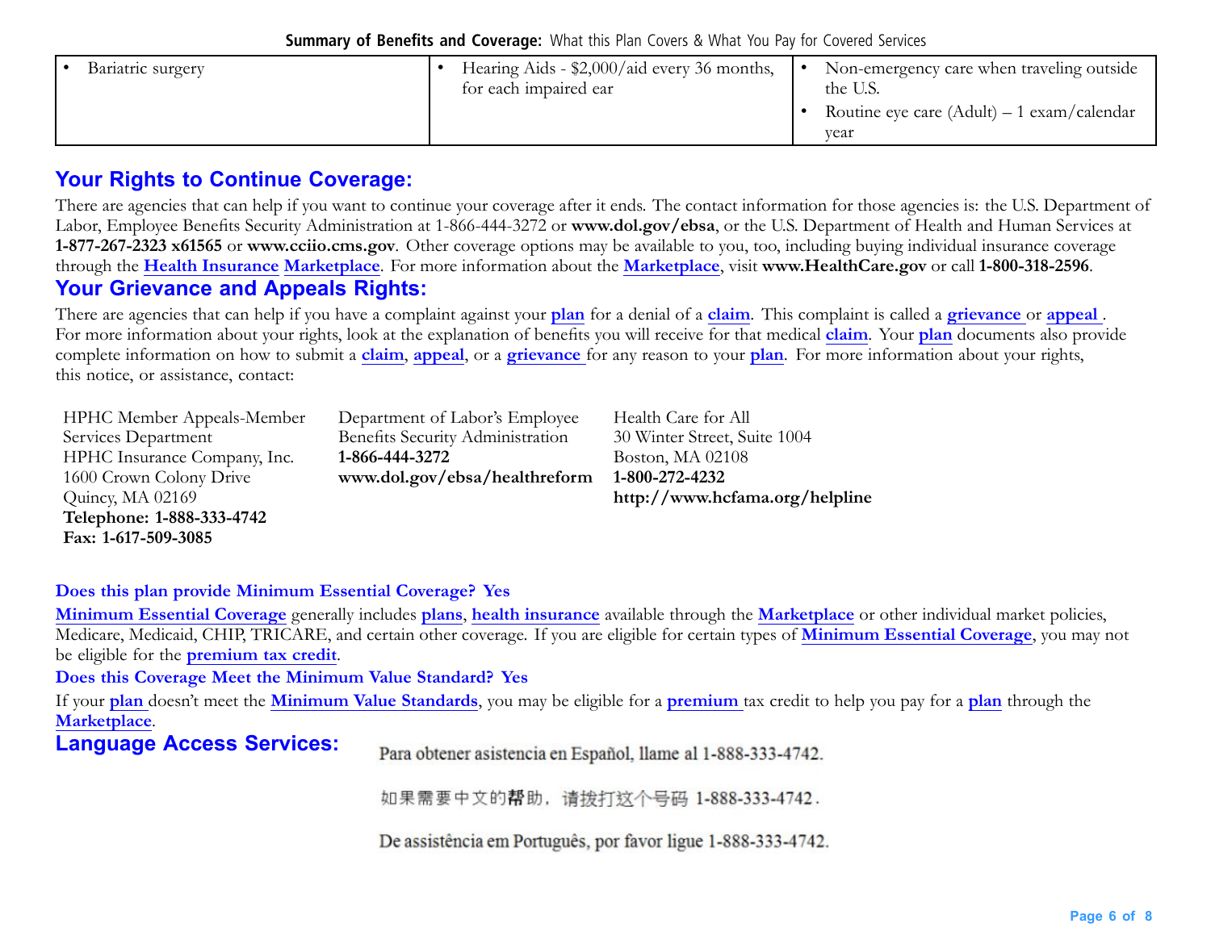| | | |
|---|---|---|
| • Bariatric surgery | • Hearing Aids - $2,000/aid every 36 months, for each impaired ear | • Non-emergency care when traveling outside the U.S.<br>• Routine eye care (Adult) – 1 exam/calendar year |

## Your Rights to Continue Coverage:

There are agencies that can help if you want to continue your coverage after it ends. The contact information for those agencies is: the U.S. Department of Labor, Employee Benefits Security Administration at 1-866-444-3272 or **www.dol.gov/ebsa**, or the U.S. Department of Health and Human Services at **1-877-267-2323 x61565** or **www.cciio.cms.gov**. Other coverage options may be available to you, too, including buying individual insurance coverage through the **Health Insurance Marketplace**. For more information about the **Marketplace**, visit **www.HealthCare.gov** or call **1-800-318-2596**.

## Your Grievance and Appeals Rights:

There are agencies that can help if you have a complaint against your **plan** for a denial of a **claim**. This complaint is called a **grievance** or **appeal**. For more information about your rights, look at the explanation of benefits you will receive for that medical **claim**. Your **plan** documents also provide complete information on how to submit a **claim**, **appeal**, or a **grievance** for any reason to your **plan**. For more information about your rights, this notice, or assistance, contact:

HPHC Member Appeals-Member Services Department
HPHC Insurance Company, Inc.
1600 Crown Colony Drive
Quincy, MA 02169
**Telephone: 1-888-333-4742**
**Fax: 1-617-509-3085**

Department of Labor's Employee Benefits Security Administration
**1-866-444-3272**
**www.dol.gov/ebsa/healthreform**

Health Care for All
30 Winter Street, Suite 1004
Boston, MA 02108
**1-800-272-4232**
**http://www.hcfama.org/helpline**

**Does this plan provide Minimum Essential Coverage? Yes**

**Minimum Essential Coverage** generally includes **plans**, **health insurance** available through the **Marketplace** or other individual market policies, Medicare, Medicaid, CHIP, TRICARE, and certain other coverage. If you are eligible for certain types of **Minimum Essential Coverage**, you may not be eligible for the **premium tax credit**.

**Does this Coverage Meet the Minimum Value Standard? Yes**

If your **plan** doesn't meet the **Minimum Value Standards**, you may be eligible for a **premium** tax credit to help you pay for a **plan** through the **Marketplace**.

## Language Access Services:

Para obtener asistencia en Español, llame al 1-888-333-4742.

如果需要中文的帮助，请拨打这个号码 1-888-333-4742.

De assistência em Português, por favor ligue 1-888-333-4742.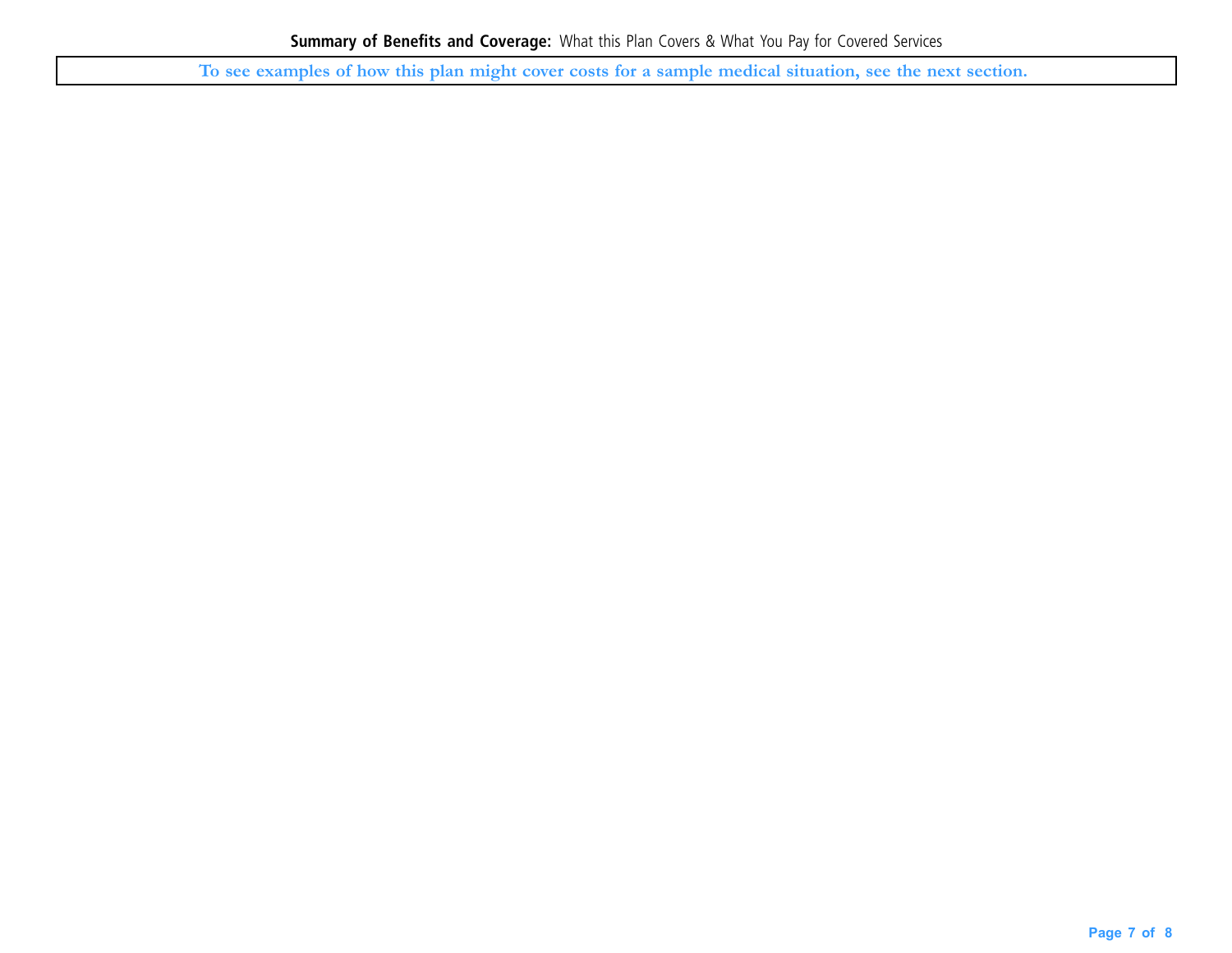**To see examples of how this plan might cover costs for a sample medical situation, see the next section.**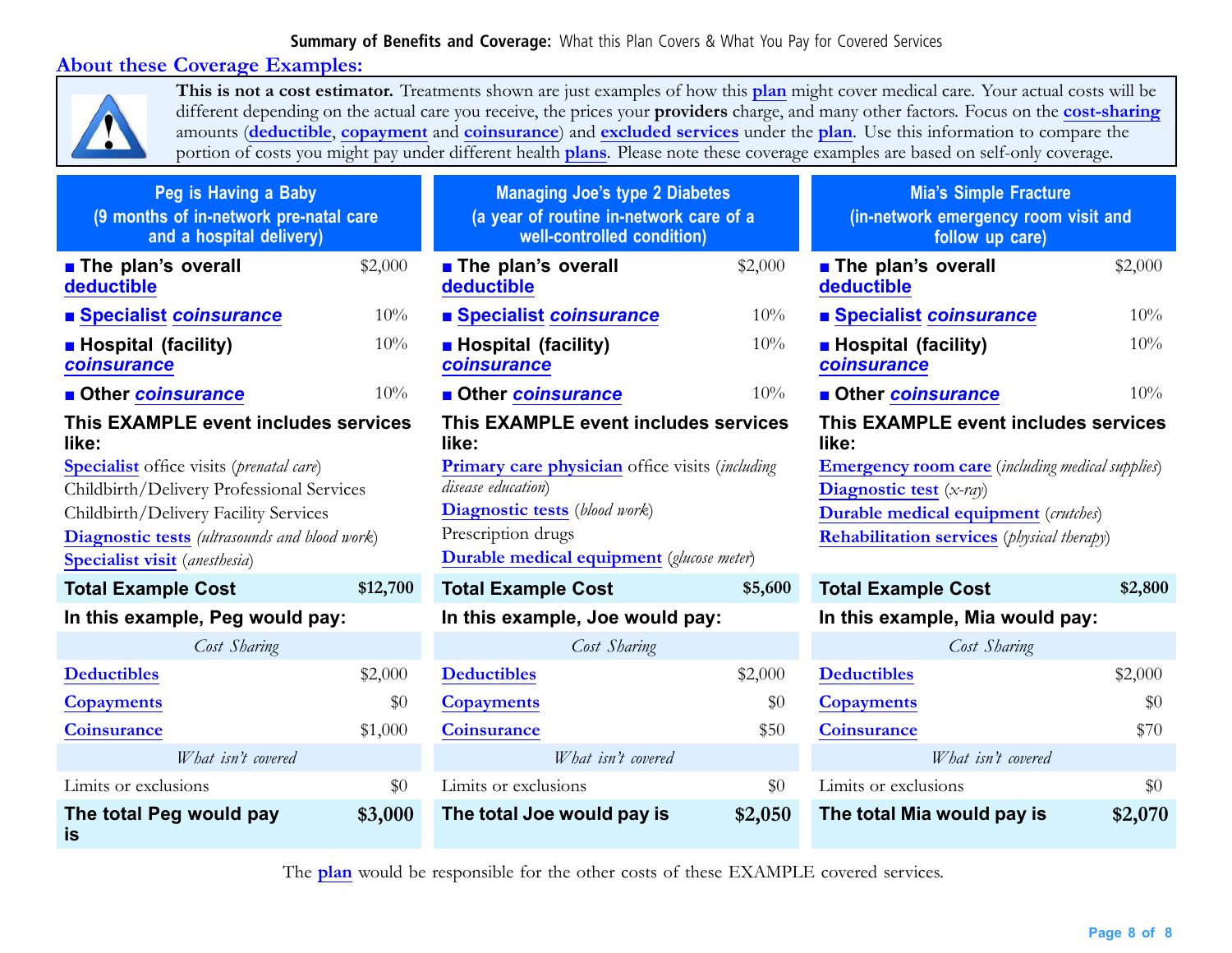## About these Coverage Examples:

**This is not a cost estimator.** Treatments shown are just examples of how this **plan** might cover medical care. Your actual costs will be different depending on the actual care you receive, the prices your **providers** charge, and many other factors. Focus on the **cost-sharing** amounts (**deductible**, **copayment** and **coinsurance**) and **excluded services** under the **plan**. Use this information to compare the portion of costs you might pay under different health **plans**. Please note these coverage examples are based on self-only coverage.

### Peg is Having a Baby (9 months of in-network pre-natal care and a hospital delivery)

| | |
|---|---|
| ■ **The plan's overall deductible** | $2,000 |
| ■ **Specialist *coinsurance*** | 10% |
| ■ **Hospital (facility) *coinsurance*** | 10% |
| ■ **Other *coinsurance*** | 10% |

**This EXAMPLE event includes services like:**

**Specialist** office visits (*prenatal care*)
Childbirth/Delivery Professional Services
Childbirth/Delivery Facility Services
**Diagnostic tests** (*ultrasounds and blood work*)
**Specialist visit** (*anesthesia*)

| **Total Example Cost** | **$12,700** |
|---|---|
| **In this example, Peg would pay:** | |
| *Cost Sharing* | |
| Deductibles | $2,000 |
| Copayments | $0 |
| Coinsurance | $1,000 |
| *What isn't covered* | |
| Limits or exclusions | $0 |
| **The total Peg would pay is** | **$3,000** |

### Managing Joe's type 2 Diabetes (a year of routine in-network care of a well-controlled condition)

| | |
|---|---|
| ■ **The plan's overall deductible** | $2,000 |
| ■ **Specialist *coinsurance*** | 10% |
| ■ **Hospital (facility) *coinsurance*** | 10% |
| ■ **Other *coinsurance*** | 10% |

**This EXAMPLE event includes services like:**

**Primary care physician** office visits (*including disease education*)
**Diagnostic tests** (*blood work*)
Prescription drugs
**Durable medical equipment** (*glucose meter*)

| **Total Example Cost** | **$5,600** |
|---|---|
| **In this example, Joe would pay:** | |
| *Cost Sharing* | |
| Deductibles | $2,000 |
| Copayments | $0 |
| Coinsurance | $50 |
| *What isn't covered* | |
| Limits or exclusions | $0 |
| **The total Joe would pay is** | **$2,050** |

### Mia's Simple Fracture (in-network emergency room visit and follow up care)

| | |
|---|---|
| ■ **The plan's overall deductible** | $2,000 |
| ■ **Specialist *coinsurance*** | 10% |
| ■ **Hospital (facility) *coinsurance*** | 10% |
| ■ **Other *coinsurance*** | 10% |

**This EXAMPLE event includes services like:**

**Emergency room care** (*including medical supplies*)
**Diagnostic test** (*x-ray*)
**Durable medical equipment** (*crutches*)
**Rehabilitation services** (*physical therapy*)

| **Total Example Cost** | **$2,800** |
|---|---|
| **In this example, Mia would pay:** | |
| *Cost Sharing* | |
| Deductibles | $2,000 |
| Copayments | $0 |
| Coinsurance | $70 |
| *What isn't covered* | |
| Limits or exclusions | $0 |
| **The total Mia would pay is** | **$2,070** |

The **plan** would be responsible for the other costs of these EXAMPLE covered services.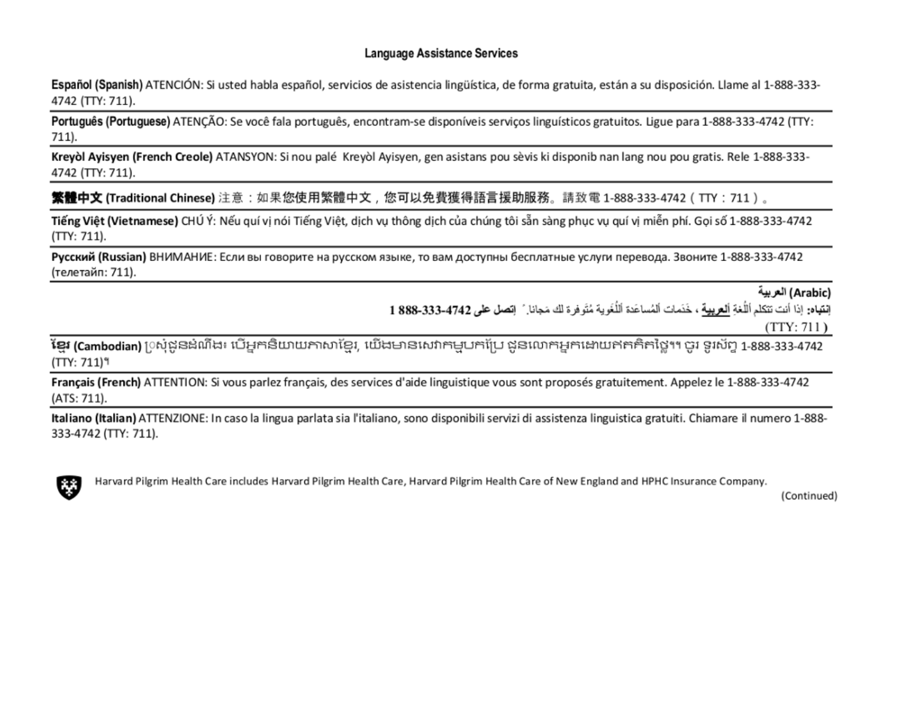# Language Assistance Services

**Español (Spanish)** ATENCIÓN: Si usted habla español, servicios de asistencia lingüística, de forma gratuita, están a su disposición. Llame al 1-888-333-4742 (TTY: 711).

**Português (Portuguese)** ATENÇÃO: Se você fala português, encontram-se disponíveis serviços linguísticos gratuitos. Ligue para 1-888-333-4742 (TTY: 711).

**Kreyòl Ayisyen (French Creole)** ATANSYON: Si nou palé Kreyòl Ayisyen, gen asistans pou sèvis ki disponib nan lang nou pou gratis. Rele 1-888-333-4742 (TTY: 711).

**繁體中文 (Traditional Chinese)** 注意：如果您使用繁體中文，您可以免費獲得語言援助服務。請致電 1-888-333-4742（TTY：711）。

**Tiếng Việt (Vietnamese)** CHÚ Ý: Nếu quí vị nói Tiếng Việt, dịch vụ thông dịch của chúng tôi sẵn sàng phục vụ quí vị miễn phí. Gọi số 1-888-333-4742 (TTY: 711).

**Русский (Russian)** ВНИМАНИЕ: Если вы говорите на русском языке, то вам доступны бесплатные услуги перевода. Звоните 1-888-333-4742 (телетайп: 711).

**العربية (Arabic)**
**إنتباه:** إذا أنت تتكلم اللُغة **العربية** ، خَدَمات المُساعَدة اللُغوية مُتوفرة لك مَجانا. إتصل على **1 888-333-4742**
(TTY: 711)

**ខ្មែរ (Cambodian)** ប្រសិនជូនដំណឹង៖ បើអ្នកនិយាយភាសាខ្មែរ, យើងមានសេវាកម្មបកប្រែ ជូនលោកអ្នកដោយឥតគិតថ្លៃ។ ចូរ ទូរស័ព្ទ 1-888-333-4742 (TTY: 711)។

**Français (French)** ATTENTION: Si vous parlez français, des services d'aide linguistique vous sont proposés gratuitement. Appelez le 1-888-333-4742 (ATS: 711).

**Italiano (Italian)** ATTENZIONE: In caso la lingua parlata sia l'italiano, sono disponibili servizi di assistenza linguistica gratuiti. Chiamare il numero 1-888-333-4742 (TTY: 711).

Harvard Pilgrim Health Care includes Harvard Pilgrim Health Care, Harvard Pilgrim Health Care of New England and HPHC Insurance Company.

(Continued)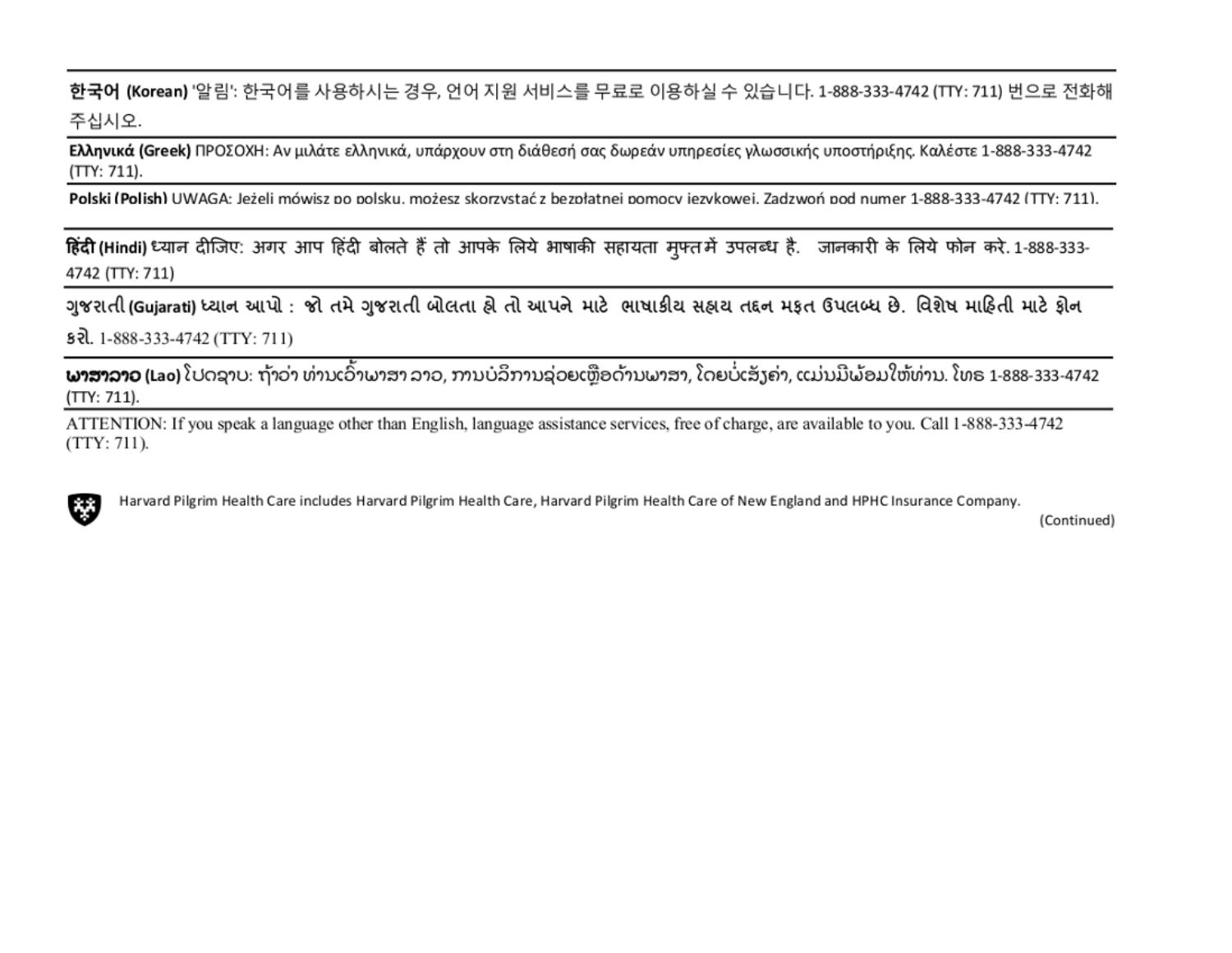**한국어 (Korean)** '알림': 한국어를 사용하시는 경우, 언어 지원 서비스를 무료로 이용하실 수 있습니다. 1-888-333-4742 (TTY: 711) 번으로 전화해 주십시오.

**Ελληνικά (Greek)** ΠΡΟΣΟΧΗ: Αν μιλάτε ελληνικά, υπάρχουν στη διάθεσή σας δωρεάν υπηρεσίες γλωσσικής υποστήριξης. Καλέστε 1-888-333-4742 (TTY: 711).

**Polski (Polish)** UWAGA: Jeżeli mówisz po polsku, możesz skorzystać z bezpłatnej pomocy językowej. Zadzwoń pod numer 1-888-333-4742 (TTY: 711).

**हिंदी (Hindi)** ध्यान दीजिए: अगर आप हिंदी बोलते हैं तो आपके लिये भाषाकी सहायता मुफ्त में उपलब्ध है. जानकारी के लिये फोन करे. 1-888-333-4742 (TTY: 711)

**ગુજરાતી (Gujarati)** ધ્યાન આપો : જો તમે ગુજરાતી બોલતા હો તો આપને માટે ભાષાકીય સહાય તદ્દન મફત ઉપલબ્ધ છે. વિશેષ માહિતી માટે ફોન કરો. 1-888-333-4742 (TTY: 711)

**ພາສາລາວ (Lao)** ໂປດຊາບ: ຖ້າວ່າ ທ່ານເວົ້າພາສາ ລາວ, ການບໍລິການຊ່ວຍເຫຼືອດ້ານພາສາ, ໂດຍບໍ່ເສັຽຄ່າ, ແມ່ນມີພ້ອມໃຫ້ທ່ານ. ໂທຣ 1-888-333-4742 (TTY: 711).

ATTENTION: If you speak a language other than English, language assistance services, free of charge, are available to you. Call 1-888-333-4742 (TTY: 711).

Harvard Pilgrim Health Care includes Harvard Pilgrim Health Care, Harvard Pilgrim Health Care of New England and HPHC Insurance Company.

(Continued)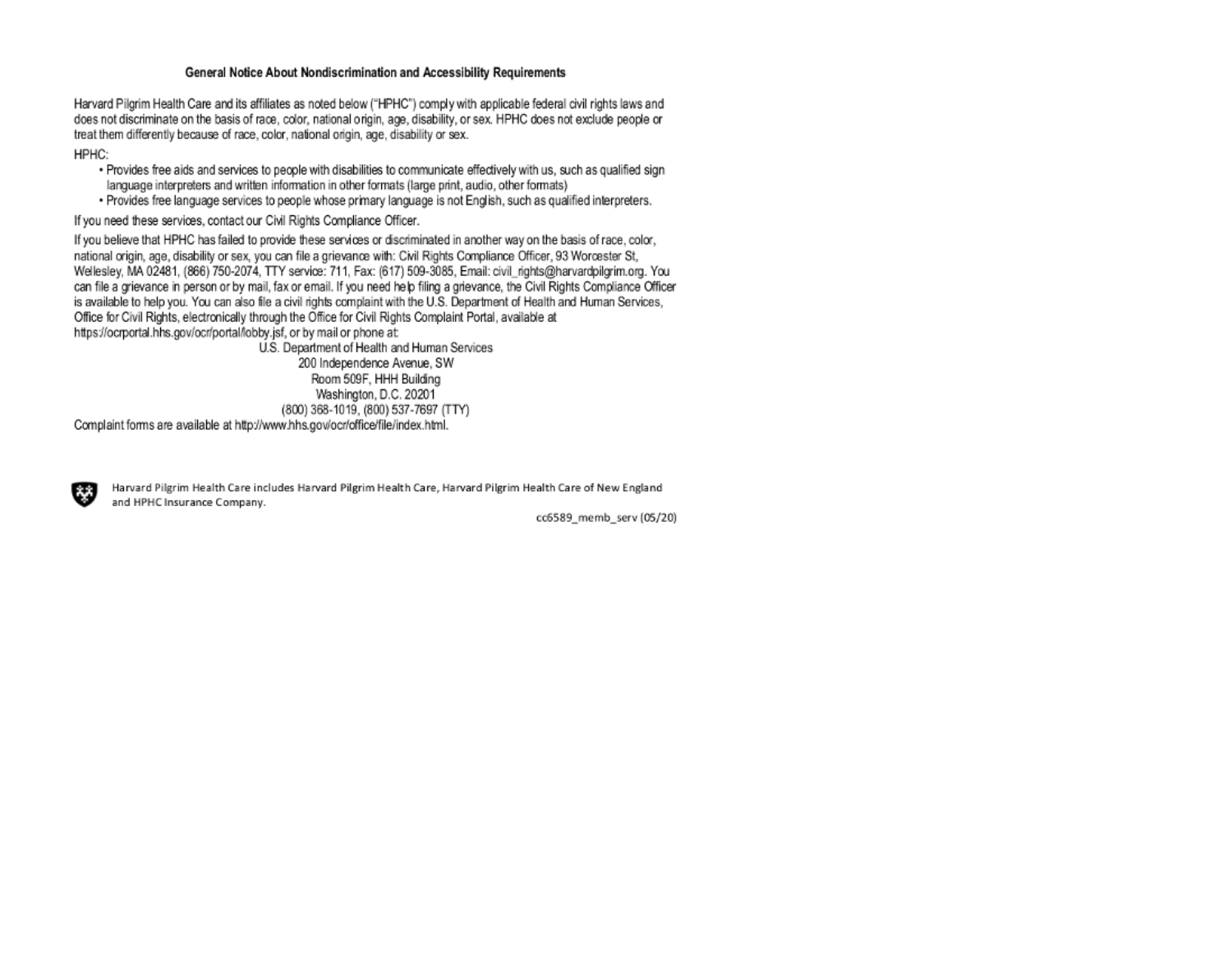## General Notice About Nondiscrimination and Accessibility Requirements

Harvard Pilgrim Health Care and its affiliates as noted below ("HPHC") comply with applicable federal civil rights laws and does not discriminate on the basis of race, color, national origin, age, disability, or sex. HPHC does not exclude people or treat them differently because of race, color, national origin, age, disability or sex.

HPHC:

- Provides free aids and services to people with disabilities to communicate effectively with us, such as qualified sign language interpreters and written information in other formats (large print, audio, other formats)
- Provides free language services to people whose primary language is not English, such as qualified interpreters.

If you need these services, contact our Civil Rights Compliance Officer.

If you believe that HPHC has failed to provide these services or discriminated in another way on the basis of race, color, national origin, age, disability or sex, you can file a grievance with: Civil Rights Compliance Officer, 93 Worcester St, Wellesley, MA 02481, (866) 750-2074, TTY service: 711, Fax: (617) 509-3085, Email: civil_rights@harvardpilgrim.org. You can file a grievance in person or by mail, fax or email. If you need help filing a grievance, the Civil Rights Compliance Officer is available to help you. You can also file a civil rights complaint with the U.S. Department of Health and Human Services, Office for Civil Rights, electronically through the Office for Civil Rights Complaint Portal, available at https://ocrportal.hhs.gov/ocr/portal/lobby.jsf, or by mail or phone at:

U.S. Department of Health and Human Services
200 Independence Avenue, SW
Room 509F, HHH Building
Washington, D.C. 20201
(800) 368-1019, (800) 537-7697 (TTY)

Complaint forms are available at http://www.hhs.gov/ocr/office/file/index.html.

Harvard Pilgrim Health Care includes Harvard Pilgrim Health Care, Harvard Pilgrim Health Care of New England and HPHC Insurance Company.

cc6589_memb_serv (05/20)